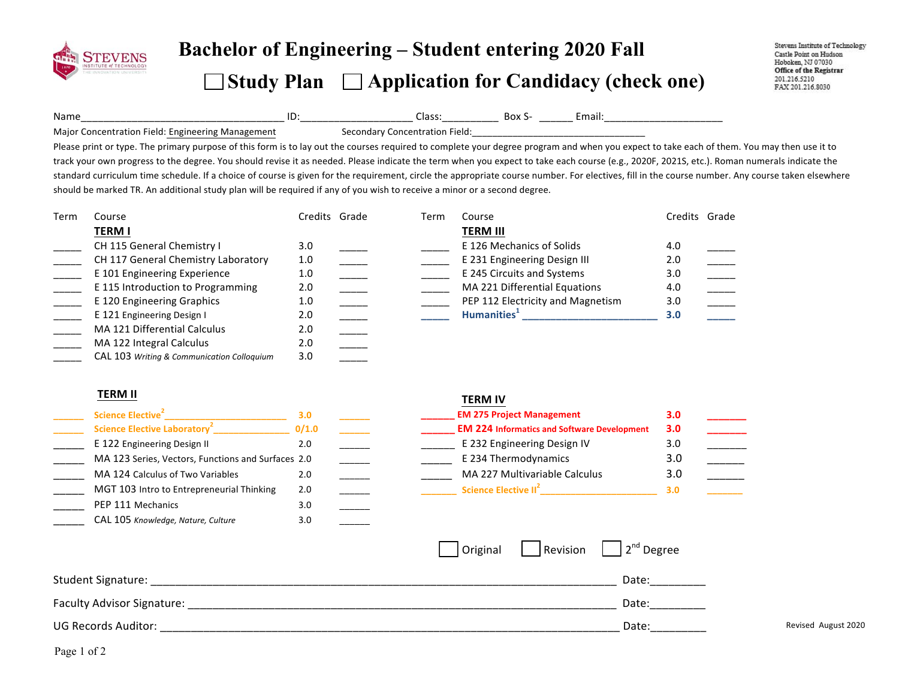# Bachelor of Engineering – Student entering 2020 Fall

## ☐ Study Plan ☐ Application for Candidacy (check one)

Stevens Institute of Technology
Castle Point on Hudson
Hoboken, NJ 07030
Office of the Registrar
201.216.5210
FAX 201.216.8030

Name____________________________________ ID:____________________ Class:__________ Box S- ______ Email:_____________________

Major Concentration Field: Engineering Management Secondary Concentration Field:__________________________________

Please print or type. The primary purpose of this form is to lay out the courses required to complete your degree program and when you expect to take each of them. You may then use it to track your own progress to the degree. You should revise it as needed. Please indicate the term when you expect to take each course (e.g., 2020F, 2021S, etc.). Roman numerals indicate the standard curriculum time schedule. If a choice of course is given for the requirement, circle the appropriate course number. For electives, fill in the course number. Any course taken elsewhere should be marked TR. An additional study plan will be required if any of you wish to receive a minor or a second degree.

| Term | Course | Credits | Grade |
|---|---|---|---|
| | **TERM I** | | |
| _____ | CH 115 General Chemistry I | 3.0 | _____ |
| _____ | CH 117 General Chemistry Laboratory | 1.0 | _____ |
| _____ | E 101 Engineering Experience | 1.0 | _____ |
| _____ | E 115 Introduction to Programming | 2.0 | _____ |
| _____ | E 120 Engineering Graphics | 1.0 | _____ |
| _____ | E 121 Engineering Design I | 2.0 | _____ |
| _____ | MA 121 Differential Calculus | 2.0 | _____ |
| _____ | MA 122 Integral Calculus | 2.0 | _____ |
| _____ | CAL 103 *Writing & Communication Colloquium* | 3.0 | _____ |
| | **TERM II** | | |
| _____ | Science Elective[2] ________________________ | 3.0 | _____ |
| _____ | Science Elective Laboratory[2] _______________ | 0/1.0 | _____ |
| _____ | E 122 Engineering Design II | 2.0 | _____ |
| _____ | MA 123 Series, Vectors, Functions and Surfaces | 2.0 | _____ |
| _____ | MA 124 Calculus of Two Variables | 2.0 | _____ |
| _____ | MGT 103 Intro to Entrepreneurial Thinking | 2.0 | _____ |
| _____ | PEP 111 Mechanics | 3.0 | _____ |
| _____ | CAL 105 *Knowledge, Nature, Culture* | 3.0 | _____ |

| Term | Course | Credits | Grade |
|---|---|---|---|
| | **TERM III** | | |
| _____ | E 126 Mechanics of Solids | 4.0 | _____ |
| _____ | E 231 Engineering Design III | 2.0 | _____ |
| _____ | E 245 Circuits and Systems | 3.0 | _____ |
| _____ | MA 221 Differential Equations | 4.0 | _____ |
| _____ | PEP 112 Electricity and Magnetism | 3.0 | _____ |
| _____ | **Humanities[1] _________________________** | **3.0** | _____ |
| | **TERM IV** | | |
| _____ | **EM 275 Project Management** | **3.0** | _____ |
| _____ | **EM 224 Informatics and Software Development** | **3.0** | _____ |
| _____ | E 232 Engineering Design IV | 3.0 | _____ |
| _____ | E 234 Thermodynamics | 3.0 | _____ |
| _____ | MA 227 Multivariable Calculus | 3.0 | _____ |
| _____ | **Science Elective II[2] ______________________** | **3.0** | _____ |

☐ Original ☐ Revision ☐ 2nd Degree

Student Signature: ______________________________________________________________ Date:_________

Faculty Advisor Signature: ________________________________________________________ Date:_________

UG Records Auditor: _____________________________________________________________ Date:_________

Revised August 2020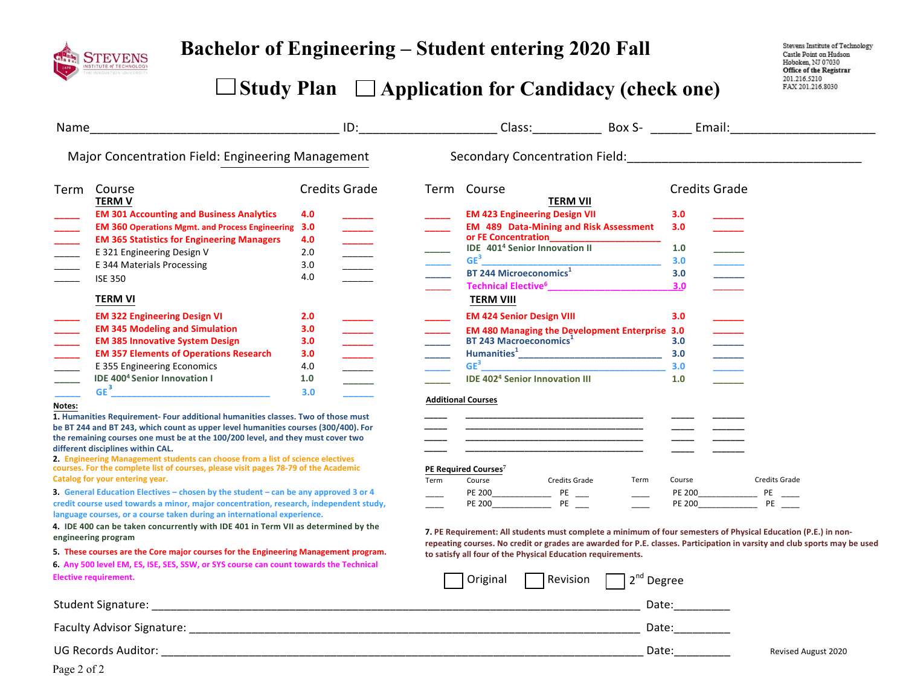# Bachelor of Engineering – Student entering 2020 Fall

☐ Study Plan ☐ Application for Candidacy (check one)

Stevens Institute of Technology
Castle Point on Hudson
Hoboken, NJ 07030
Office of the Registrar
201.216.5210
FAX 201.216.8030

Name_____________________________________ ID:____________________ Class:__________ Box S- ______ Email:______________________

Major Concentration Field: Engineering Management

Secondary Concentration Field:___________________________________

| Term | Course | Credits | Grade |
|---|---|---|---|
| | **TERM V** | | |
| _____ | **EM 301 Accounting and Business Analytics** | **4.0** | ______ |
| _____ | **EM 360 Operations Mgmt. and Process Engineering** | **3.0** | ______ |
| _____ | **EM 365 Statistics for Engineering Managers** | **4.0** | ______ |
| _____ | E 321 Engineering Design V | 2.0 | ______ |
| _____ | E 344 Materials Processing | 3.0 | ______ |
| _____ | ISE 350 | 4.0 | ______ |
| | **TERM VI** | | |
| _____ | **EM 322 Engineering Design VI** | **2.0** | ______ |
| _____ | **EM 345 Modeling and Simulation** | **3.0** | ______ |
| _____ | **EM 385 Innovative System Design** | **3.0** | ______ |
| _____ | **EM 357 Elements of Operations Research** | **3.0** | ______ |
| _____ | E 355 Engineering Economics | 4.0 | ______ |
| _____ | **IDE 400[4] Senior Innovation I** | **1.0** | ______ |
| _____ | **GE[3]**________________________________ | **3.0** | ______ |

| Term | Course | Credits | Grade |
|---|---|---|---|
| | **TERM VII** | | |
| _____ | **EM 423 Engineering Design VII** | **3.0** | ______ |
| _____ | **EM 489 Data-Mining and Risk Assessment or FE Concentration**______________________ | **3.0** | ______ |
| _____ | **IDE 401[4] Senior Innovation II** | **1.0** | ______ |
| _____ | **GE[3]**____________________________________ | **3.0** | ______ |
| _____ | **BT 244 Microeconomics[1]** | **3.0** | ______ |
| _____ | **Technical Elective[6]**_________________________ | **3.0** | ______ |
| | **TERM VIII** | | |
| _____ | **EM 424 Senior Design VIII** | **3.0** | ______ |
| _____ | **EM 480 Managing the Development Enterprise** | **3.0** | ______ |
| _____ | **BT 243 Macroeconomics[1]** | **3.0** | ______ |
| _____ | **Humanities[1]**______________________________ | **3.0** | ______ |
| _____ | **GE[3]**____________________________________ | **3.0** | ______ |
| _____ | **IDE 402[4] Senior Innovation III** | **1.0** | ______ |

**Additional Courses**

| | | | |
|---|---|---|---|
| _____ | ____________________________________ | _____ | ______ |
| _____ | ____________________________________ | _____ | ______ |
| _____ | ____________________________________ | _____ | ______ |
| _____ | ____________________________________ | _____ | ______ |

**PE Required Courses[7]**

| Term | Course | Credits Grade | Term | Course | Credits Grade |
|---|---|---|---|---|---|
| ____ | PE 200_____________ | PE ___ | ____ | PE 200_____________ | PE ____ |
| ____ | PE 200_____________ | PE ___ | ____ | PE 200_____________ | PE ____ |

**Notes:**

**1.** **Humanities Requirement- Four additional humanities classes. Two of those must be BT 244 and BT 243, which count as upper level humanities courses (300/400). For the remaining courses one must be at the 100/200 level, and they must cover two different disciplines within CAL.**

**2.** **Engineering Management students can choose from a list of science electives courses. For the complete list of courses, please visit pages 78-79 of the Academic Catalog for your entering year.**

**3.** **General Education Electives – chosen by the student – can be any approved 3 or 4 credit course used towards a minor, major concentration, research, independent study, language courses, or a course taken during an international experience.**

**4.** **IDE 400 can be taken concurrently with IDE 401 in Term VII as determined by the engineering program**

**5.** **These courses are the Core major courses for the Engineering Management program.**

**6.** **Any 500 level EM, ES, ISE, SES, SSW, or SYS course can count towards the Technical Elective requirement.**

**7.** **PE Requirement: All students must complete a minimum of four semesters of Physical Education (P.E.) in non-repeating courses. No credit or grades are awarded for P.E. classes. Participation in varsity and club sports may be used to satisfy all four of the Physical Education requirements.**

☐ Original ☐ Revision ☐ 2nd Degree

Student Signature: ______________________________________________________________ Date:_________

Faculty Advisor Signature: _______________________________________________________ Date:_________

UG Records Auditor: ____________________________________________________________ Date:_________

Revised August 2020